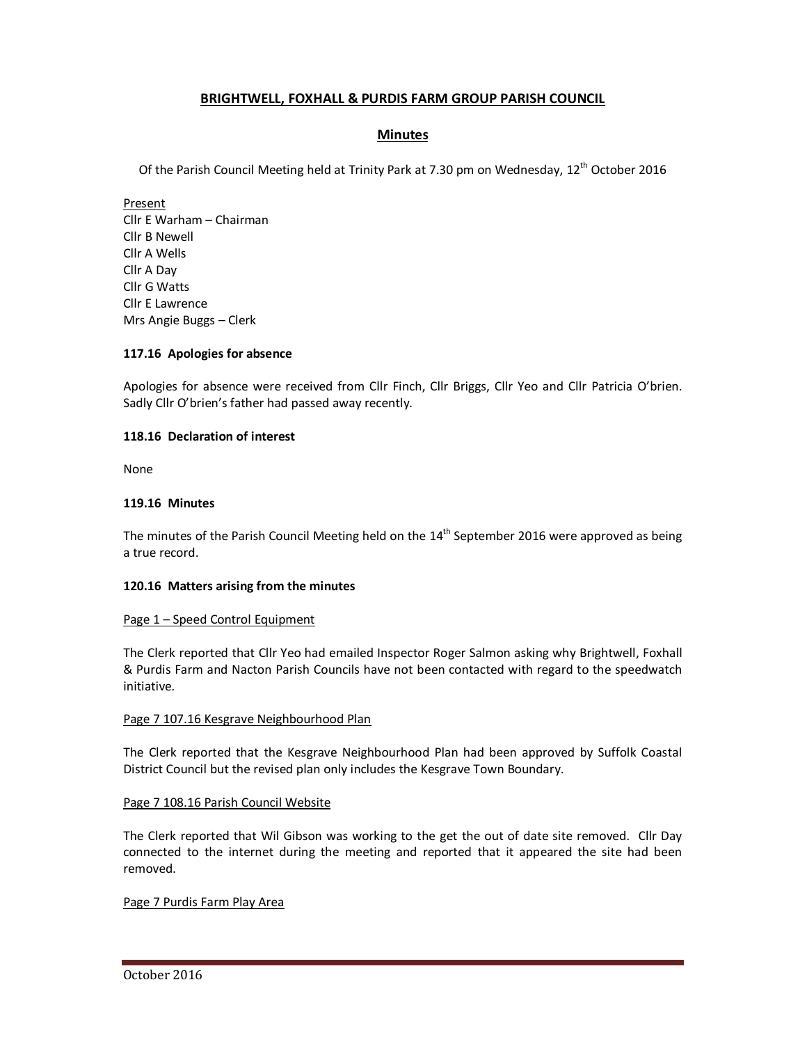# BRIGHTWELL, FOXHALL & PURDIS FARM GROUP PARISH COUNCIL

## Minutes

Of the Parish Council Meeting held at Trinity Park at 7.30 pm on Wednesday, 12th October 2016

Present
Cllr E Warham – Chairman
Cllr B Newell
Cllr A Wells
Cllr A Day
Cllr G Watts
Cllr E Lawrence
Mrs Angie Buggs – Clerk

**117.16 Apologies for absence**

Apologies for absence were received from Cllr Finch, Cllr Briggs, Cllr Yeo and Cllr Patricia O'brien. Sadly Cllr O'brien's father had passed away recently.

**118.16 Declaration of interest**

None

**119.16 Minutes**

The minutes of the Parish Council Meeting held on the 14th September 2016 were approved as being a true record.

**120.16 Matters arising from the minutes**

Page 1 – Speed Control Equipment

The Clerk reported that Cllr Yeo had emailed Inspector Roger Salmon asking why Brightwell, Foxhall & Purdis Farm and Nacton Parish Councils have not been contacted with regard to the speedwatch initiative.

Page 7 107.16 Kesgrave Neighbourhood Plan

The Clerk reported that the Kesgrave Neighbourhood Plan had been approved by Suffolk Coastal District Council but the revised plan only includes the Kesgrave Town Boundary.

Page 7 108.16 Parish Council Website

The Clerk reported that Wil Gibson was working to the get the out of date site removed. Cllr Day connected to the internet during the meeting and reported that it appeared the site had been removed.

Page 7 Purdis Farm Play Area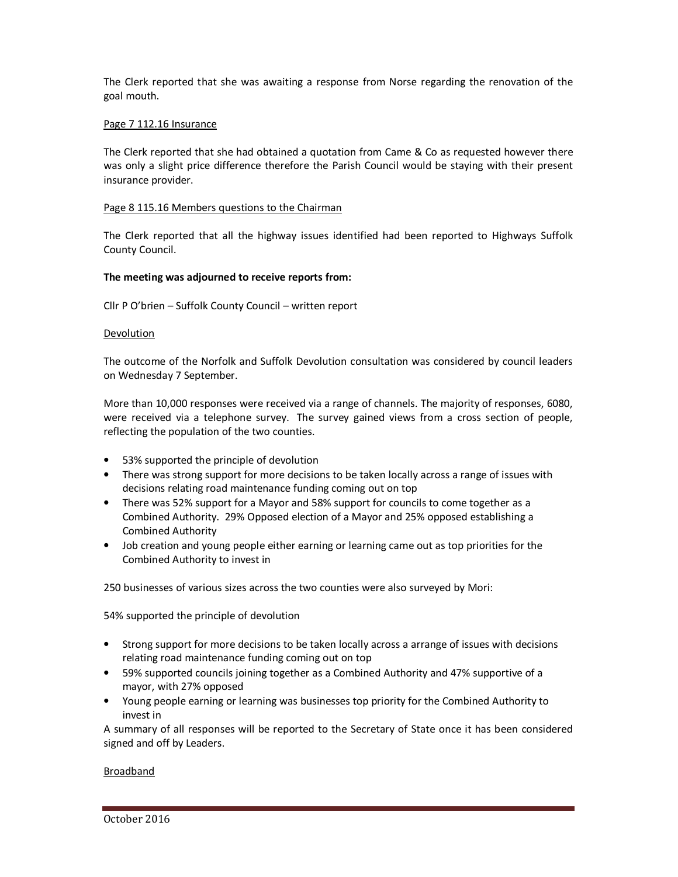The Clerk reported that she was awaiting a response from Norse regarding the renovation of the goal mouth.

Page 7 112.16 Insurance

The Clerk reported that she had obtained a quotation from Came & Co as requested however there was only a slight price difference therefore the Parish Council would be staying with their present insurance provider.

Page 8 115.16 Members questions to the Chairman

The Clerk reported that all the highway issues identified had been reported to Highways Suffolk County Council.

**The meeting was adjourned to receive reports from:**

Cllr P O'brien – Suffolk County Council – written report

Devolution

The outcome of the Norfolk and Suffolk Devolution consultation was considered by council leaders on Wednesday 7 September.

More than 10,000 responses were received via a range of channels. The majority of responses, 6080, were received via a telephone survey. The survey gained views from a cross section of people, reflecting the population of the two counties.

- 53% supported the principle of devolution
- There was strong support for more decisions to be taken locally across a range of issues with decisions relating road maintenance funding coming out on top
- There was 52% support for a Mayor and 58% support for councils to come together as a Combined Authority. 29% Opposed election of a Mayor and 25% opposed establishing a Combined Authority
- Job creation and young people either earning or learning came out as top priorities for the Combined Authority to invest in

250 businesses of various sizes across the two counties were also surveyed by Mori:

54% supported the principle of devolution

- Strong support for more decisions to be taken locally across a arrange of issues with decisions relating road maintenance funding coming out on top
- 59% supported councils joining together as a Combined Authority and 47% supportive of a mayor, with 27% opposed
- Young people earning or learning was businesses top priority for the Combined Authority to invest in

A summary of all responses will be reported to the Secretary of State once it has been considered signed and off by Leaders.

Broadband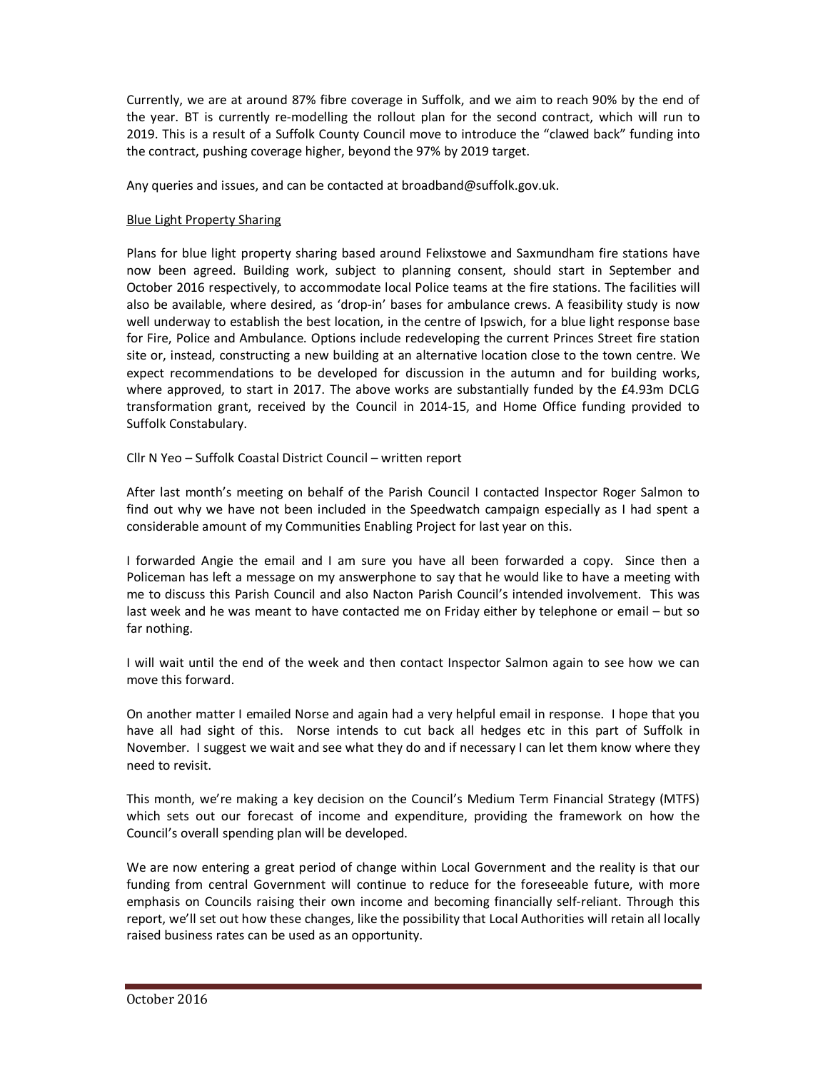Currently, we are at around 87% fibre coverage in Suffolk, and we aim to reach 90% by the end of the year. BT is currently re-modelling the rollout plan for the second contract, which will run to 2019. This is a result of a Suffolk County Council move to introduce the "clawed back" funding into the contract, pushing coverage higher, beyond the 97% by 2019 target.

Any queries and issues, and can be contacted at broadband@suffolk.gov.uk.

<u>Blue Light Property Sharing</u>

Plans for blue light property sharing based around Felixstowe and Saxmundham fire stations have now been agreed. Building work, subject to planning consent, should start in September and October 2016 respectively, to accommodate local Police teams at the fire stations. The facilities will also be available, where desired, as 'drop-in' bases for ambulance crews. A feasibility study is now well underway to establish the best location, in the centre of Ipswich, for a blue light response base for Fire, Police and Ambulance. Options include redeveloping the current Princes Street fire station site or, instead, constructing a new building at an alternative location close to the town centre. We expect recommendations to be developed for discussion in the autumn and for building works, where approved, to start in 2017. The above works are substantially funded by the £4.93m DCLG transformation grant, received by the Council in 2014-15, and Home Office funding provided to Suffolk Constabulary.

Cllr N Yeo – Suffolk Coastal District Council – written report

After last month's meeting on behalf of the Parish Council I contacted Inspector Roger Salmon to find out why we have not been included in the Speedwatch campaign especially as I had spent a considerable amount of my Communities Enabling Project for last year on this.

I forwarded Angie the email and I am sure you have all been forwarded a copy. Since then a Policeman has left a message on my answerphone to say that he would like to have a meeting with me to discuss this Parish Council and also Nacton Parish Council's intended involvement. This was last week and he was meant to have contacted me on Friday either by telephone or email – but so far nothing.

I will wait until the end of the week and then contact Inspector Salmon again to see how we can move this forward.

On another matter I emailed Norse and again had a very helpful email in response. I hope that you have all had sight of this. Norse intends to cut back all hedges etc in this part of Suffolk in November. I suggest we wait and see what they do and if necessary I can let them know where they need to revisit.

This month, we're making a key decision on the Council's Medium Term Financial Strategy (MTFS) which sets out our forecast of income and expenditure, providing the framework on how the Council's overall spending plan will be developed.

We are now entering a great period of change within Local Government and the reality is that our funding from central Government will continue to reduce for the foreseeable future, with more emphasis on Councils raising their own income and becoming financially self-reliant. Through this report, we'll set out how these changes, like the possibility that Local Authorities will retain all locally raised business rates can be used as an opportunity.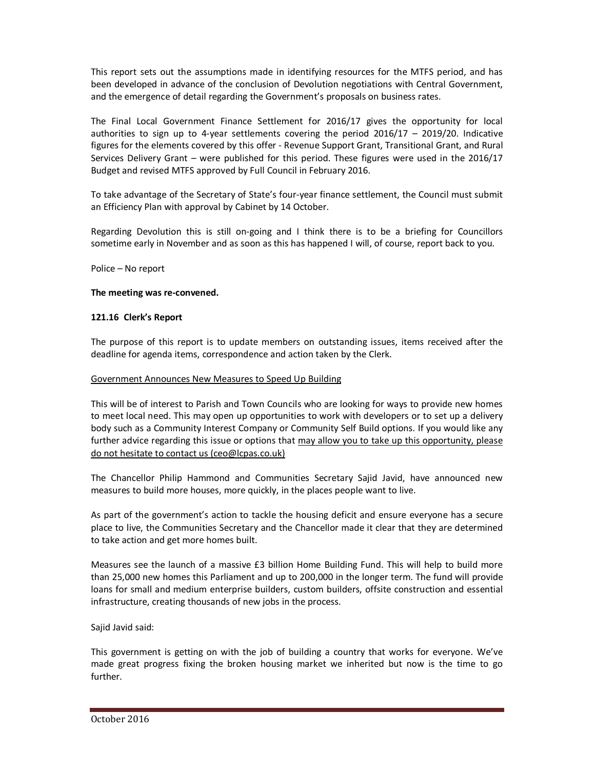This report sets out the assumptions made in identifying resources for the MTFS period, and has been developed in advance of the conclusion of Devolution negotiations with Central Government, and the emergence of detail regarding the Government's proposals on business rates.

The Final Local Government Finance Settlement for 2016/17 gives the opportunity for local authorities to sign up to 4-year settlements covering the period 2016/17 – 2019/20. Indicative figures for the elements covered by this offer - Revenue Support Grant, Transitional Grant, and Rural Services Delivery Grant – were published for this period. These figures were used in the 2016/17 Budget and revised MTFS approved by Full Council in February 2016.

To take advantage of the Secretary of State's four-year finance settlement, the Council must submit an Efficiency Plan with approval by Cabinet by 14 October.

Regarding Devolution this is still on-going and I think there is to be a briefing for Councillors sometime early in November and as soon as this has happened I will, of course, report back to you.

Police – No report

**The meeting was re-convened.**

**121.16 Clerk's Report**

The purpose of this report is to update members on outstanding issues, items received after the deadline for agenda items, correspondence and action taken by the Clerk.

Government Announces New Measures to Speed Up Building

This will be of interest to Parish and Town Councils who are looking for ways to provide new homes to meet local need. This may open up opportunities to work with developers or to set up a delivery body such as a Community Interest Company or Community Self Build options. If you would like any further advice regarding this issue or options that may allow you to take up this opportunity, please do not hesitate to contact us (ceo@lcpas.co.uk)

The Chancellor Philip Hammond and Communities Secretary Sajid Javid, have announced new measures to build more houses, more quickly, in the places people want to live.

As part of the government's action to tackle the housing deficit and ensure everyone has a secure place to live, the Communities Secretary and the Chancellor made it clear that they are determined to take action and get more homes built.

Measures see the launch of a massive £3 billion Home Building Fund. This will help to build more than 25,000 new homes this Parliament and up to 200,000 in the longer term. The fund will provide loans for small and medium enterprise builders, custom builders, offsite construction and essential infrastructure, creating thousands of new jobs in the process.

Sajid Javid said:

This government is getting on with the job of building a country that works for everyone. We've made great progress fixing the broken housing market we inherited but now is the time to go further.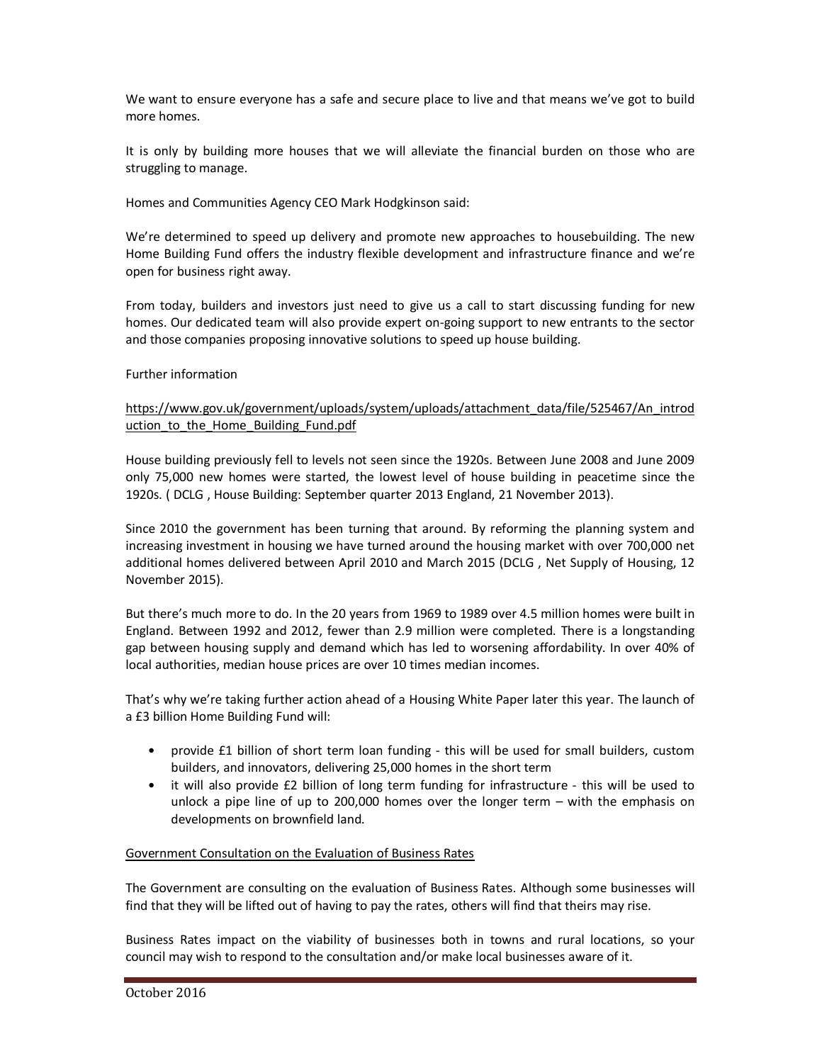We want to ensure everyone has a safe and secure place to live and that means we've got to build more homes.

It is only by building more houses that we will alleviate the financial burden on those who are struggling to manage.

Homes and Communities Agency CEO Mark Hodgkinson said:

We're determined to speed up delivery and promote new approaches to housebuilding. The new Home Building Fund offers the industry flexible development and infrastructure finance and we're open for business right away.

From today, builders and investors just need to give us a call to start discussing funding for new homes. Our dedicated team will also provide expert on-going support to new entrants to the sector and those companies proposing innovative solutions to speed up house building.

Further information

https://www.gov.uk/government/uploads/system/uploads/attachment_data/file/525467/An_introduction_to_the_Home_Building_Fund.pdf

House building previously fell to levels not seen since the 1920s. Between June 2008 and June 2009 only 75,000 new homes were started, the lowest level of house building in peacetime since the 1920s. ( DCLG , House Building: September quarter 2013 England, 21 November 2013).

Since 2010 the government has been turning that around. By reforming the planning system and increasing investment in housing we have turned around the housing market with over 700,000 net additional homes delivered between April 2010 and March 2015 (DCLG , Net Supply of Housing, 12 November 2015).

But there's much more to do. In the 20 years from 1969 to 1989 over 4.5 million homes were built in England. Between 1992 and 2012, fewer than 2.9 million were completed. There is a longstanding gap between housing supply and demand which has led to worsening affordability. In over 40% of local authorities, median house prices are over 10 times median incomes.

That's why we're taking further action ahead of a Housing White Paper later this year. The launch of a £3 billion Home Building Fund will:

- provide £1 billion of short term loan funding - this will be used for small builders, custom builders, and innovators, delivering 25,000 homes in the short term
- it will also provide £2 billion of long term funding for infrastructure - this will be used to unlock a pipe line of up to 200,000 homes over the longer term – with the emphasis on developments on brownfield land.

## Government Consultation on the Evaluation of Business Rates

The Government are consulting on the evaluation of Business Rates. Although some businesses will find that they will be lifted out of having to pay the rates, others will find that theirs may rise.

Business Rates impact on the viability of businesses both in towns and rural locations, so your council may wish to respond to the consultation and/or make local businesses aware of it.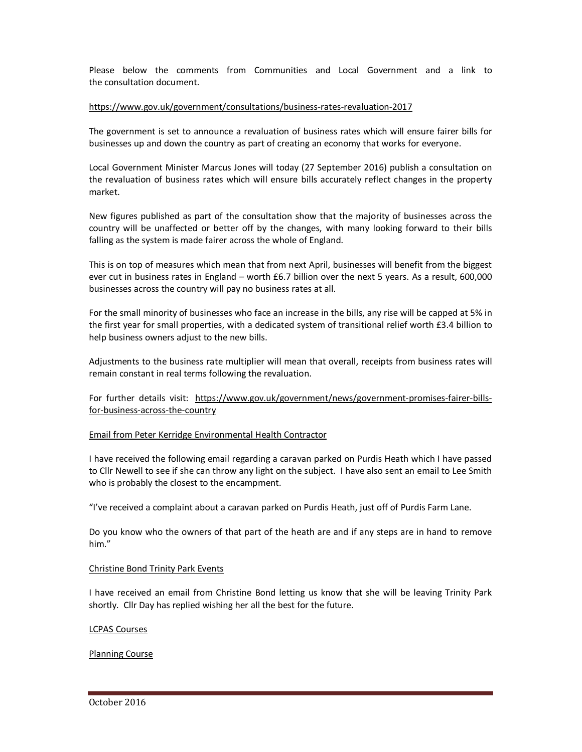Please below the comments from Communities and Local Government and a link to the consultation document.

https://www.gov.uk/government/consultations/business-rates-revaluation-2017

The government is set to announce a revaluation of business rates which will ensure fairer bills for businesses up and down the country as part of creating an economy that works for everyone.

Local Government Minister Marcus Jones will today (27 September 2016) publish a consultation on the revaluation of business rates which will ensure bills accurately reflect changes in the property market.

New figures published as part of the consultation show that the majority of businesses across the country will be unaffected or better off by the changes, with many looking forward to their bills falling as the system is made fairer across the whole of England.

This is on top of measures which mean that from next April, businesses will benefit from the biggest ever cut in business rates in England – worth £6.7 billion over the next 5 years. As a result, 600,000 businesses across the country will pay no business rates at all.

For the small minority of businesses who face an increase in the bills, any rise will be capped at 5% in the first year for small properties, with a dedicated system of transitional relief worth £3.4 billion to help business owners adjust to the new bills.

Adjustments to the business rate multiplier will mean that overall, receipts from business rates will remain constant in real terms following the revaluation.

For further details visit: https://www.gov.uk/government/news/government-promises-fairer-bills-for-business-across-the-country

<u>Email from Peter Kerridge Environmental Health Contractor</u>

I have received the following email regarding a caravan parked on Purdis Heath which I have passed to Cllr Newell to see if she can throw any light on the subject. I have also sent an email to Lee Smith who is probably the closest to the encampment.

"I've received a complaint about a caravan parked on Purdis Heath, just off of Purdis Farm Lane.

Do you know who the owners of that part of the heath are and if any steps are in hand to remove him."

<u>Christine Bond Trinity Park Events</u>

I have received an email from Christine Bond letting us know that she will be leaving Trinity Park shortly. Cllr Day has replied wishing her all the best for the future.

<u>LCPAS Courses</u>

<u>Planning Course</u>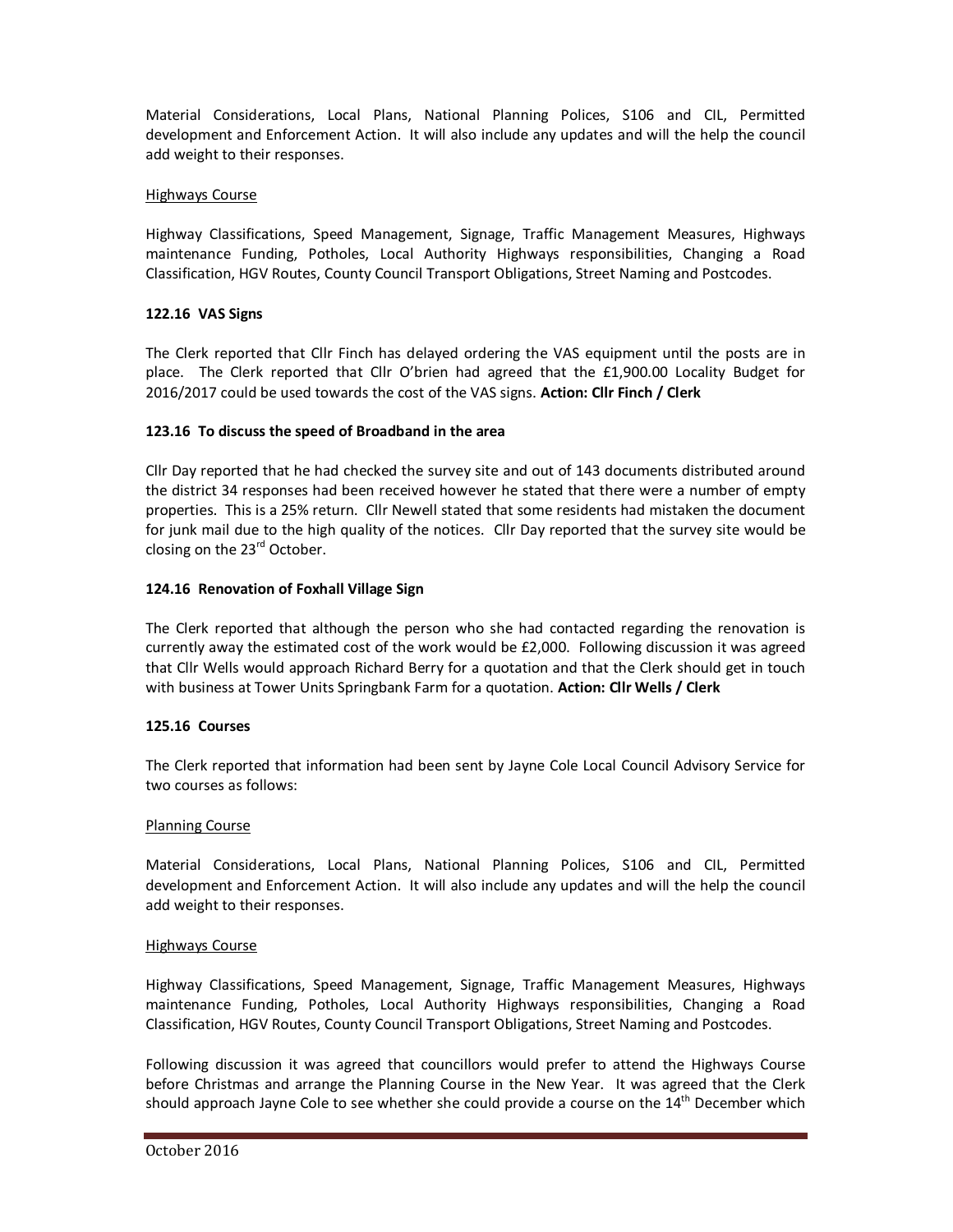Material Considerations, Local Plans, National Planning Polices, S106 and CIL, Permitted development and Enforcement Action. It will also include any updates and will the help the council add weight to their responses.

Highways Course

Highway Classifications, Speed Management, Signage, Traffic Management Measures, Highways maintenance Funding, Potholes, Local Authority Highways responsibilities, Changing a Road Classification, HGV Routes, County Council Transport Obligations, Street Naming and Postcodes.

**122.16 VAS Signs**

The Clerk reported that Cllr Finch has delayed ordering the VAS equipment until the posts are in place. The Clerk reported that Cllr O'brien had agreed that the £1,900.00 Locality Budget for 2016/2017 could be used towards the cost of the VAS signs. **Action: Cllr Finch / Clerk**

**123.16 To discuss the speed of Broadband in the area**

Cllr Day reported that he had checked the survey site and out of 143 documents distributed around the district 34 responses had been received however he stated that there were a number of empty properties. This is a 25% return. Cllr Newell stated that some residents had mistaken the document for junk mail due to the high quality of the notices. Cllr Day reported that the survey site would be closing on the 23rd October.

**124.16 Renovation of Foxhall Village Sign**

The Clerk reported that although the person who she had contacted regarding the renovation is currently away the estimated cost of the work would be £2,000. Following discussion it was agreed that Cllr Wells would approach Richard Berry for a quotation and that the Clerk should get in touch with business at Tower Units Springbank Farm for a quotation. **Action: Cllr Wells / Clerk**

**125.16 Courses**

The Clerk reported that information had been sent by Jayne Cole Local Council Advisory Service for two courses as follows:

Planning Course

Material Considerations, Local Plans, National Planning Polices, S106 and CIL, Permitted development and Enforcement Action. It will also include any updates and will the help the council add weight to their responses.

Highways Course

Highway Classifications, Speed Management, Signage, Traffic Management Measures, Highways maintenance Funding, Potholes, Local Authority Highways responsibilities, Changing a Road Classification, HGV Routes, County Council Transport Obligations, Street Naming and Postcodes.

Following discussion it was agreed that councillors would prefer to attend the Highways Course before Christmas and arrange the Planning Course in the New Year. It was agreed that the Clerk should approach Jayne Cole to see whether she could provide a course on the 14th December which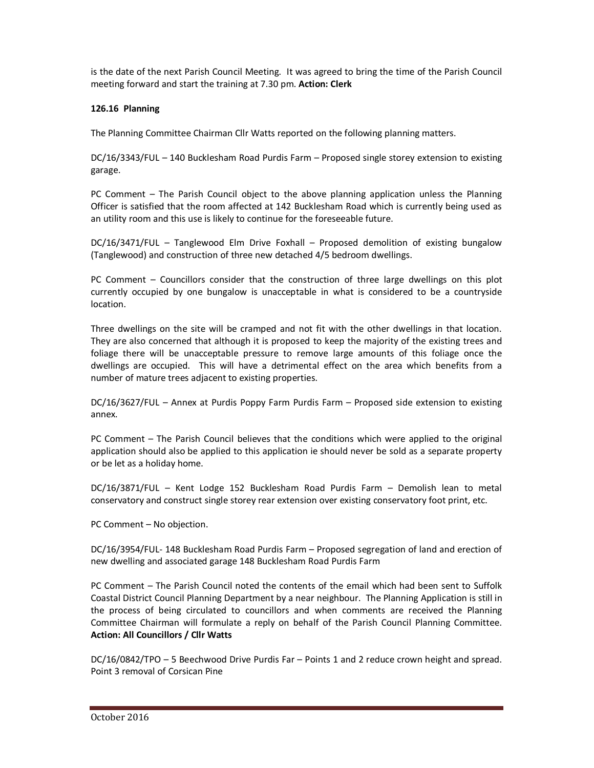is the date of the next Parish Council Meeting. It was agreed to bring the time of the Parish Council meeting forward and start the training at 7.30 pm. **Action: Clerk**

**126.16 Planning**

The Planning Committee Chairman Cllr Watts reported on the following planning matters.

DC/16/3343/FUL – 140 Bucklesham Road Purdis Farm – Proposed single storey extension to existing garage.

PC Comment – The Parish Council object to the above planning application unless the Planning Officer is satisfied that the room affected at 142 Bucklesham Road which is currently being used as an utility room and this use is likely to continue for the foreseeable future.

DC/16/3471/FUL – Tanglewood Elm Drive Foxhall – Proposed demolition of existing bungalow (Tanglewood) and construction of three new detached 4/5 bedroom dwellings.

PC Comment – Councillors consider that the construction of three large dwellings on this plot currently occupied by one bungalow is unacceptable in what is considered to be a countryside location.

Three dwellings on the site will be cramped and not fit with the other dwellings in that location. They are also concerned that although it is proposed to keep the majority of the existing trees and foliage there will be unacceptable pressure to remove large amounts of this foliage once the dwellings are occupied. This will have a detrimental effect on the area which benefits from a number of mature trees adjacent to existing properties.

DC/16/3627/FUL – Annex at Purdis Poppy Farm Purdis Farm – Proposed side extension to existing annex.

PC Comment – The Parish Council believes that the conditions which were applied to the original application should also be applied to this application ie should never be sold as a separate property or be let as a holiday home.

DC/16/3871/FUL – Kent Lodge 152 Bucklesham Road Purdis Farm – Demolish lean to metal conservatory and construct single storey rear extension over existing conservatory foot print, etc.

PC Comment – No objection.

DC/16/3954/FUL- 148 Bucklesham Road Purdis Farm – Proposed segregation of land and erection of new dwelling and associated garage 148 Bucklesham Road Purdis Farm

PC Comment – The Parish Council noted the contents of the email which had been sent to Suffolk Coastal District Council Planning Department by a near neighbour. The Planning Application is still in the process of being circulated to councillors and when comments are received the Planning Committee Chairman will formulate a reply on behalf of the Parish Council Planning Committee. **Action: All Councillors / Cllr Watts**

DC/16/0842/TPO – 5 Beechwood Drive Purdis Far – Points 1 and 2 reduce crown height and spread. Point 3 removal of Corsican Pine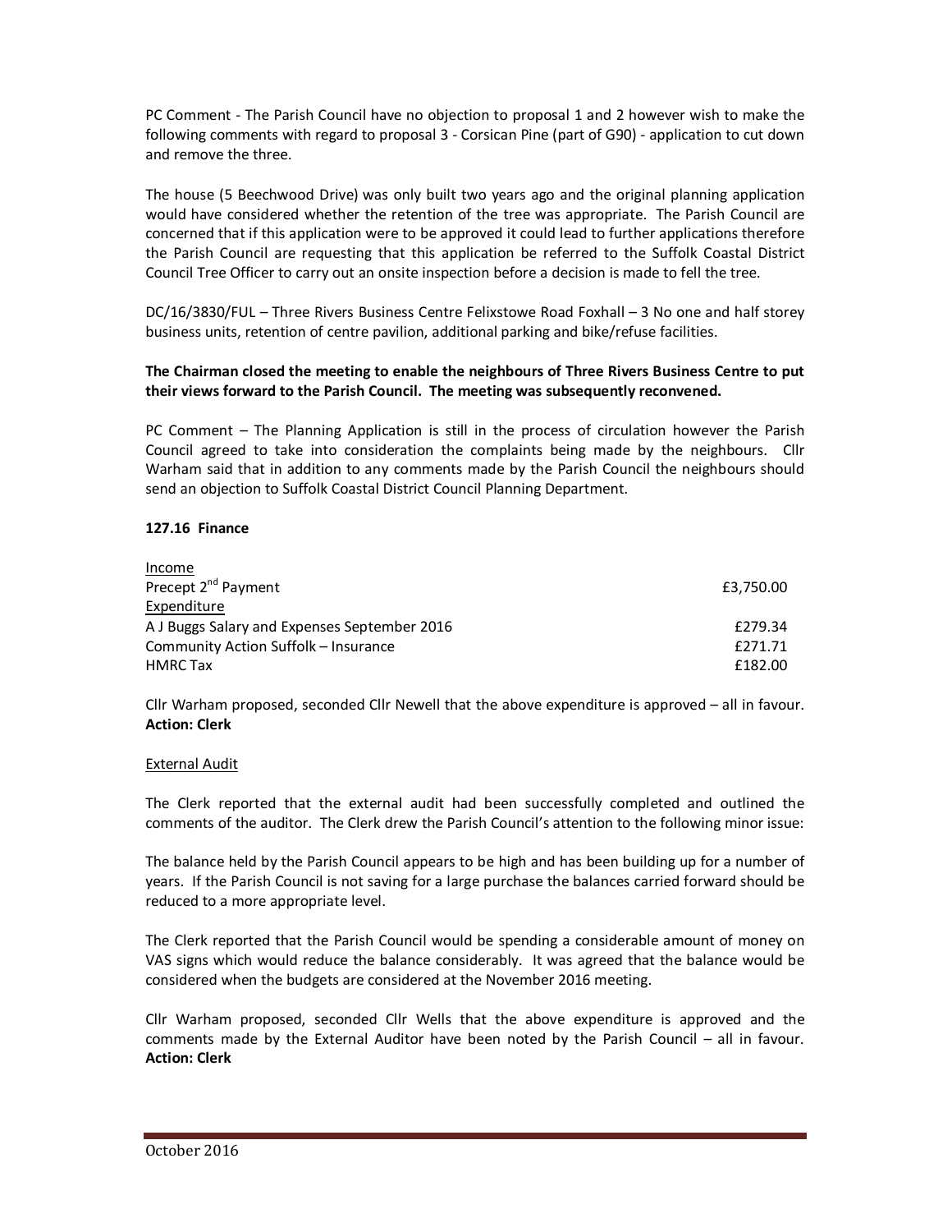PC Comment - The Parish Council have no objection to proposal 1 and 2 however wish to make the following comments with regard to proposal 3 - Corsican Pine (part of G90) - application to cut down and remove the three.

The house (5 Beechwood Drive) was only built two years ago and the original planning application would have considered whether the retention of the tree was appropriate. The Parish Council are concerned that if this application were to be approved it could lead to further applications therefore the Parish Council are requesting that this application be referred to the Suffolk Coastal District Council Tree Officer to carry out an onsite inspection before a decision is made to fell the tree.

DC/16/3830/FUL – Three Rivers Business Centre Felixstowe Road Foxhall – 3 No one and half storey business units, retention of centre pavilion, additional parking and bike/refuse facilities.

**The Chairman closed the meeting to enable the neighbours of Three Rivers Business Centre to put their views forward to the Parish Council. The meeting was subsequently reconvened.**

PC Comment – The Planning Application is still in the process of circulation however the Parish Council agreed to take into consideration the complaints being made by the neighbours. Cllr Warham said that in addition to any comments made by the Parish Council the neighbours should send an objection to Suffolk Coastal District Council Planning Department.

**127.16 Finance**

| | |
|---|---|
| Income | |
| Precept 2nd Payment | £3,750.00 |
| Expenditure | |
| A J Buggs Salary and Expenses September 2016 | £279.34 |
| Community Action Suffolk – Insurance | £271.71 |
| HMRC Tax | £182.00 |

Cllr Warham proposed, seconded Cllr Newell that the above expenditure is approved – all in favour.
**Action: Clerk**

External Audit

The Clerk reported that the external audit had been successfully completed and outlined the comments of the auditor. The Clerk drew the Parish Council's attention to the following minor issue:

The balance held by the Parish Council appears to be high and has been building up for a number of years. If the Parish Council is not saving for a large purchase the balances carried forward should be reduced to a more appropriate level.

The Clerk reported that the Parish Council would be spending a considerable amount of money on VAS signs which would reduce the balance considerably. It was agreed that the balance would be considered when the budgets are considered at the November 2016 meeting.

Cllr Warham proposed, seconded Cllr Wells that the above expenditure is approved and the comments made by the External Auditor have been noted by the Parish Council – all in favour.
**Action: Clerk**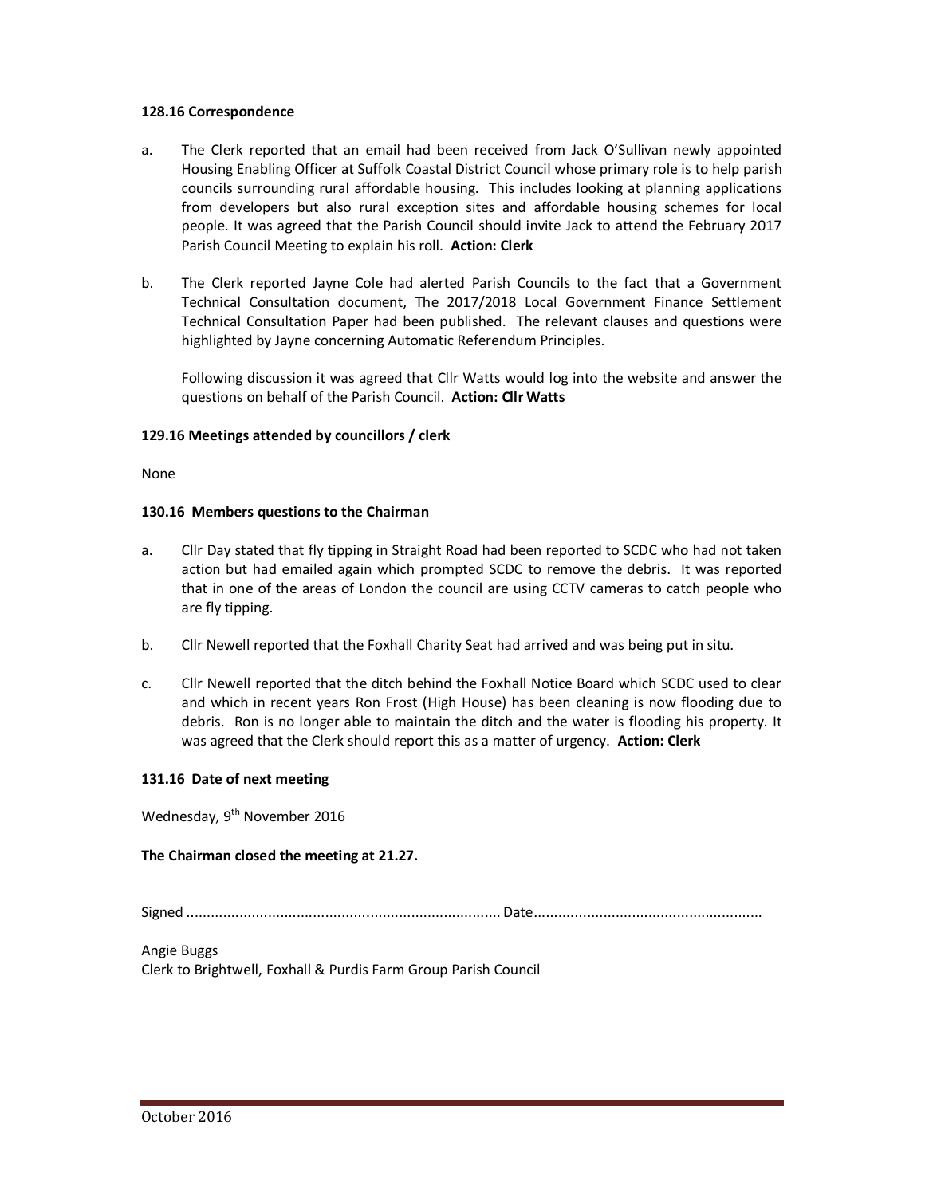**128.16 Correspondence**

a. The Clerk reported that an email had been received from Jack O'Sullivan newly appointed Housing Enabling Officer at Suffolk Coastal District Council whose primary role is to help parish councils surrounding rural affordable housing. This includes looking at planning applications from developers but also rural exception sites and affordable housing schemes for local people. It was agreed that the Parish Council should invite Jack to attend the February 2017 Parish Council Meeting to explain his roll. **Action: Clerk**

b. The Clerk reported Jayne Cole had alerted Parish Councils to the fact that a Government Technical Consultation document, The 2017/2018 Local Government Finance Settlement Technical Consultation Paper had been published. The relevant clauses and questions were highlighted by Jayne concerning Automatic Referendum Principles.

   Following discussion it was agreed that Cllr Watts would log into the website and answer the questions on behalf of the Parish Council. **Action: Cllr Watts**

**129.16 Meetings attended by councillors / clerk**

None

**130.16 Members questions to the Chairman**

a. Cllr Day stated that fly tipping in Straight Road had been reported to SCDC who had not taken action but had emailed again which prompted SCDC to remove the debris. It was reported that in one of the areas of London the council are using CCTV cameras to catch people who are fly tipping.

b. Cllr Newell reported that the Foxhall Charity Seat had arrived and was being put in situ.

c. Cllr Newell reported that the ditch behind the Foxhall Notice Board which SCDC used to clear and which in recent years Ron Frost (High House) has been cleaning is now flooding due to debris. Ron is no longer able to maintain the ditch and the water is flooding his property. It was agreed that the Clerk should report this as a matter of urgency. **Action: Clerk**

**131.16 Date of next meeting**

Wednesday, 9th November 2016

**The Chairman closed the meeting at 21.27.**

Signed ............................................................................ Date........................................................

Angie Buggs
Clerk to Brightwell, Foxhall & Purdis Farm Group Parish Council